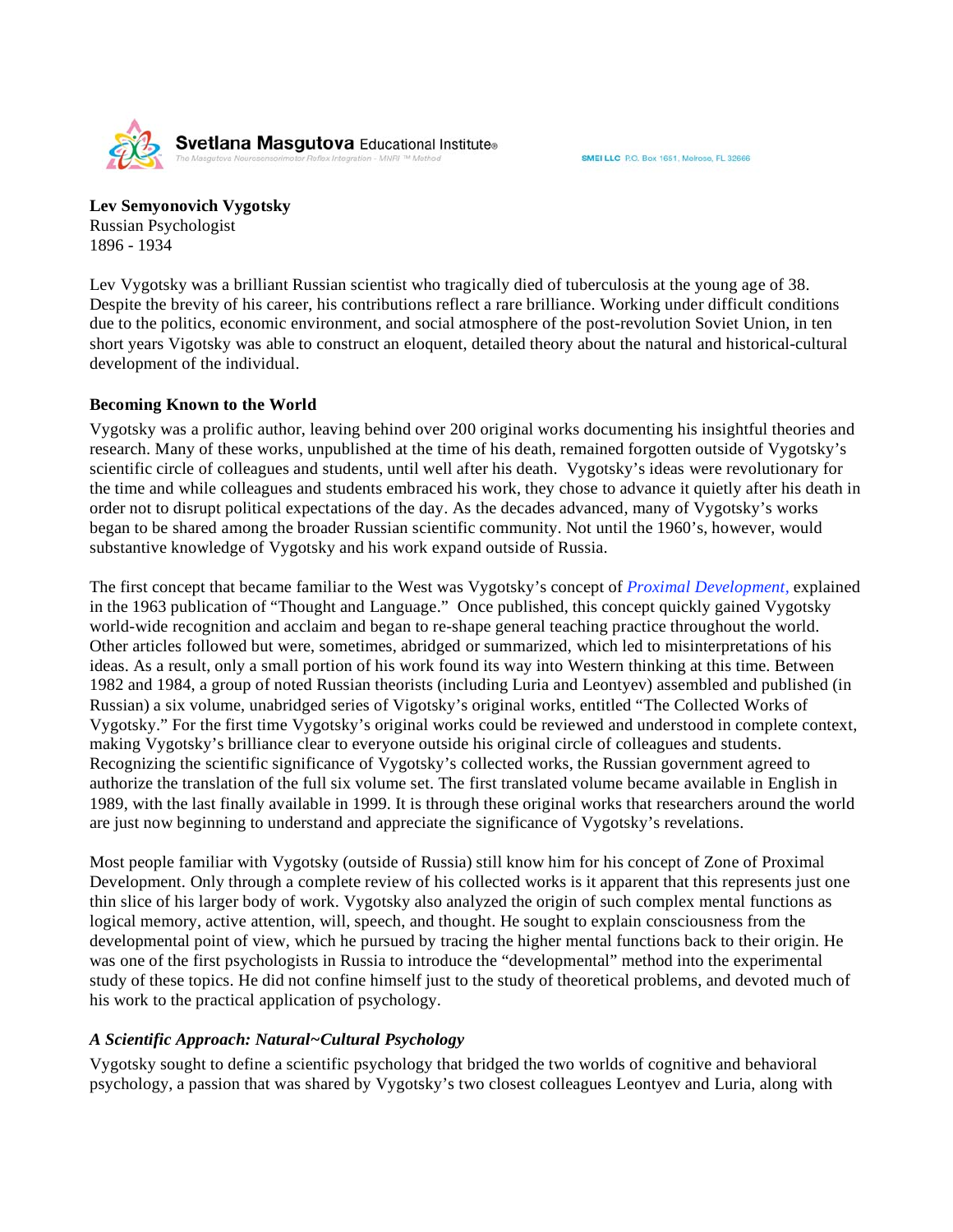**Lev Semyonovich Vygotsky**
Russian Psychologist
1896 - 1934

Lev Vygotsky was a brilliant Russian scientist who tragically died of tuberculosis at the young age of 38. Despite the brevity of his career, his contributions reflect a rare brilliance. Working under difficult conditions due to the politics, economic environment, and social atmosphere of the post-revolution Soviet Union, in ten short years Vigotsky was able to construct an eloquent, detailed theory about the natural and historical-cultural development of the individual.

**Becoming Known to the World**

Vygotsky was a prolific author, leaving behind over 200 original works documenting his insightful theories and research. Many of these works, unpublished at the time of his death, remained forgotten outside of Vygotsky's scientific circle of colleagues and students, until well after his death. Vygotsky's ideas were revolutionary for the time and while colleagues and students embraced his work, they chose to advance it quietly after his death in order not to disrupt political expectations of the day. As the decades advanced, many of Vygotsky's works began to be shared among the broader Russian scientific community. Not until the 1960's, however, would substantive knowledge of Vygotsky and his work expand outside of Russia.

The first concept that became familiar to the West was Vygotsky's concept of *Proximal Development,* explained in the 1963 publication of "Thought and Language." Once published, this concept quickly gained Vygotsky world-wide recognition and acclaim and began to re-shape general teaching practice throughout the world. Other articles followed but were, sometimes, abridged or summarized, which led to misinterpretations of his ideas. As a result, only a small portion of his work found its way into Western thinking at this time. Between 1982 and 1984, a group of noted Russian theorists (including Luria and Leontyev) assembled and published (in Russian) a six volume, unabridged series of Vigotsky's original works, entitled "The Collected Works of Vygotsky." For the first time Vygotsky's original works could be reviewed and understood in complete context, making Vygotsky's brilliance clear to everyone outside his original circle of colleagues and students. Recognizing the scientific significance of Vygotsky's collected works, the Russian government agreed to authorize the translation of the full six volume set. The first translated volume became available in English in 1989, with the last finally available in 1999. It is through these original works that researchers around the world are just now beginning to understand and appreciate the significance of Vygotsky's revelations.

Most people familiar with Vygotsky (outside of Russia) still know him for his concept of Zone of Proximal Development. Only through a complete review of his collected works is it apparent that this represents just one thin slice of his larger body of work. Vygotsky also analyzed the origin of such complex mental functions as logical memory, active attention, will, speech, and thought. He sought to explain consciousness from the developmental point of view, which he pursued by tracing the higher mental functions back to their origin. He was one of the first psychologists in Russia to introduce the "developmental" method into the experimental study of these topics. He did not confine himself just to the study of theoretical problems, and devoted much of his work to the practical application of psychology.

***A Scientific Approach: Natural~Cultural Psychology***

Vygotsky sought to define a scientific psychology that bridged the two worlds of cognitive and behavioral psychology, a passion that was shared by Vygotsky's two closest colleagues Leontyev and Luria, along with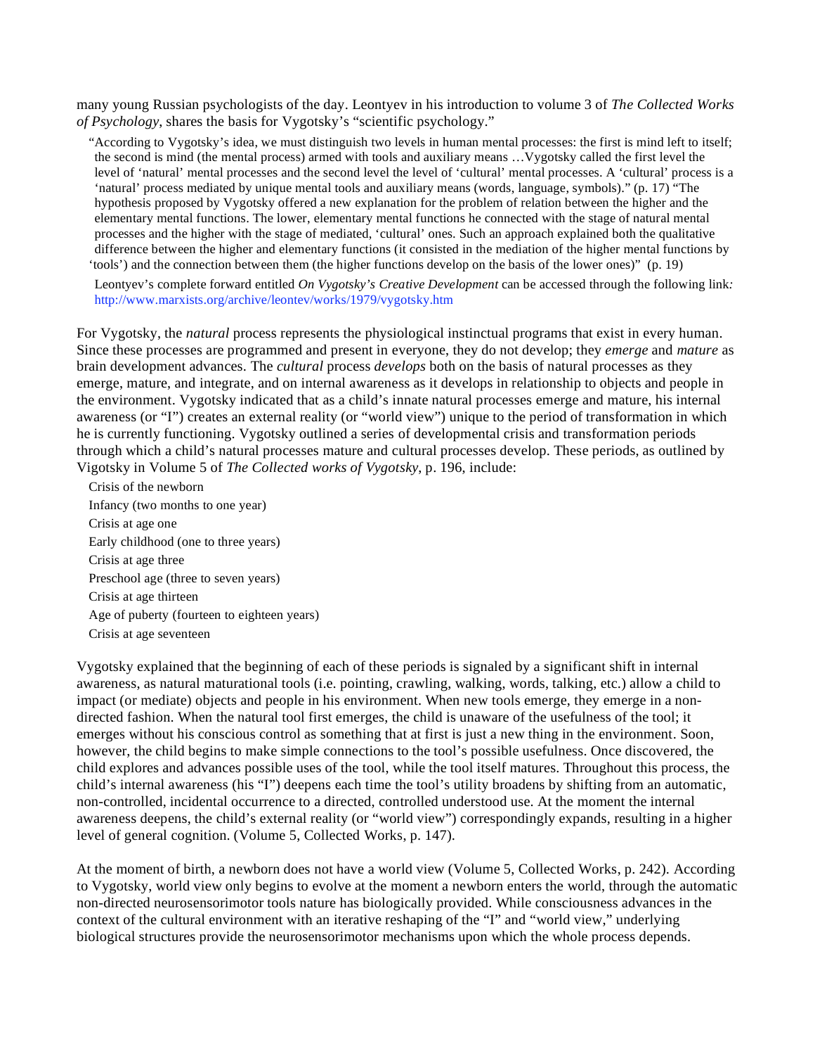many young Russian psychologists of the day. Leontyev in his introduction to volume 3 of *The Collected Works of Psychology*, shares the basis for Vygotsky's "scientific psychology."

> "According to Vygotsky's idea, we must distinguish two levels in human mental processes: the first is mind left to itself; the second is mind (the mental process) armed with tools and auxiliary means …Vygotsky called the first level the level of 'natural' mental processes and the second level the level of 'cultural' mental processes. A 'cultural' process is a 'natural' process mediated by unique mental tools and auxiliary means (words, language, symbols)." (p. 17) "The hypothesis proposed by Vygotsky offered a new explanation for the problem of relation between the higher and the elementary mental functions. The lower, elementary mental functions he connected with the stage of natural mental processes and the higher with the stage of mediated, 'cultural' ones. Such an approach explained both the qualitative difference between the higher and elementary functions (it consisted in the mediation of the higher mental functions by 'tools') and the connection between them (the higher functions develop on the basis of the lower ones)" (p. 19)
>
> Leontyev's complete forward entitled *On Vygotsky's Creative Development* can be accessed through the following link*:* http://www.marxists.org/archive/leontev/works/1979/vygotsky.htm

For Vygotsky, the *natural* process represents the physiological instinctual programs that exist in every human. Since these processes are programmed and present in everyone, they do not develop; they *emerge* and *mature* as brain development advances. The *cultural* process *develops* both on the basis of natural processes as they emerge, mature, and integrate, and on internal awareness as it develops in relationship to objects and people in the environment. Vygotsky indicated that as a child's innate natural processes emerge and mature, his internal awareness (or "I") creates an external reality (or "world view") unique to the period of transformation in which he is currently functioning. Vygotsky outlined a series of developmental crisis and transformation periods through which a child's natural processes mature and cultural processes develop. These periods, as outlined by Vigotsky in Volume 5 of *The Collected works of Vygotsky*, p. 196, include:

- Crisis of the newborn
- Infancy (two months to one year)
- Crisis at age one
- Early childhood (one to three years)
- Crisis at age three
- Preschool age (three to seven years)
- Crisis at age thirteen
- Age of puberty (fourteen to eighteen years)
- Crisis at age seventeen

Vygotsky explained that the beginning of each of these periods is signaled by a significant shift in internal awareness, as natural maturational tools (i.e. pointing, crawling, walking, words, talking, etc.) allow a child to impact (or mediate) objects and people in his environment. When new tools emerge, they emerge in a non-directed fashion. When the natural tool first emerges, the child is unaware of the usefulness of the tool; it emerges without his conscious control as something that at first is just a new thing in the environment. Soon, however, the child begins to make simple connections to the tool's possible usefulness. Once discovered, the child explores and advances possible uses of the tool, while the tool itself matures. Throughout this process, the child's internal awareness (his "I") deepens each time the tool's utility broadens by shifting from an automatic, non-controlled, incidental occurrence to a directed, controlled understood use. At the moment the internal awareness deepens, the child's external reality (or "world view") correspondingly expands, resulting in a higher level of general cognition. (Volume 5, Collected Works, p. 147).

At the moment of birth, a newborn does not have a world view (Volume 5, Collected Works, p. 242). According to Vygotsky, world view only begins to evolve at the moment a newborn enters the world, through the automatic non-directed neurosensorimotor tools nature has biologically provided. While consciousness advances in the context of the cultural environment with an iterative reshaping of the "I" and "world view," underlying biological structures provide the neurosensorimotor mechanisms upon which the whole process depends.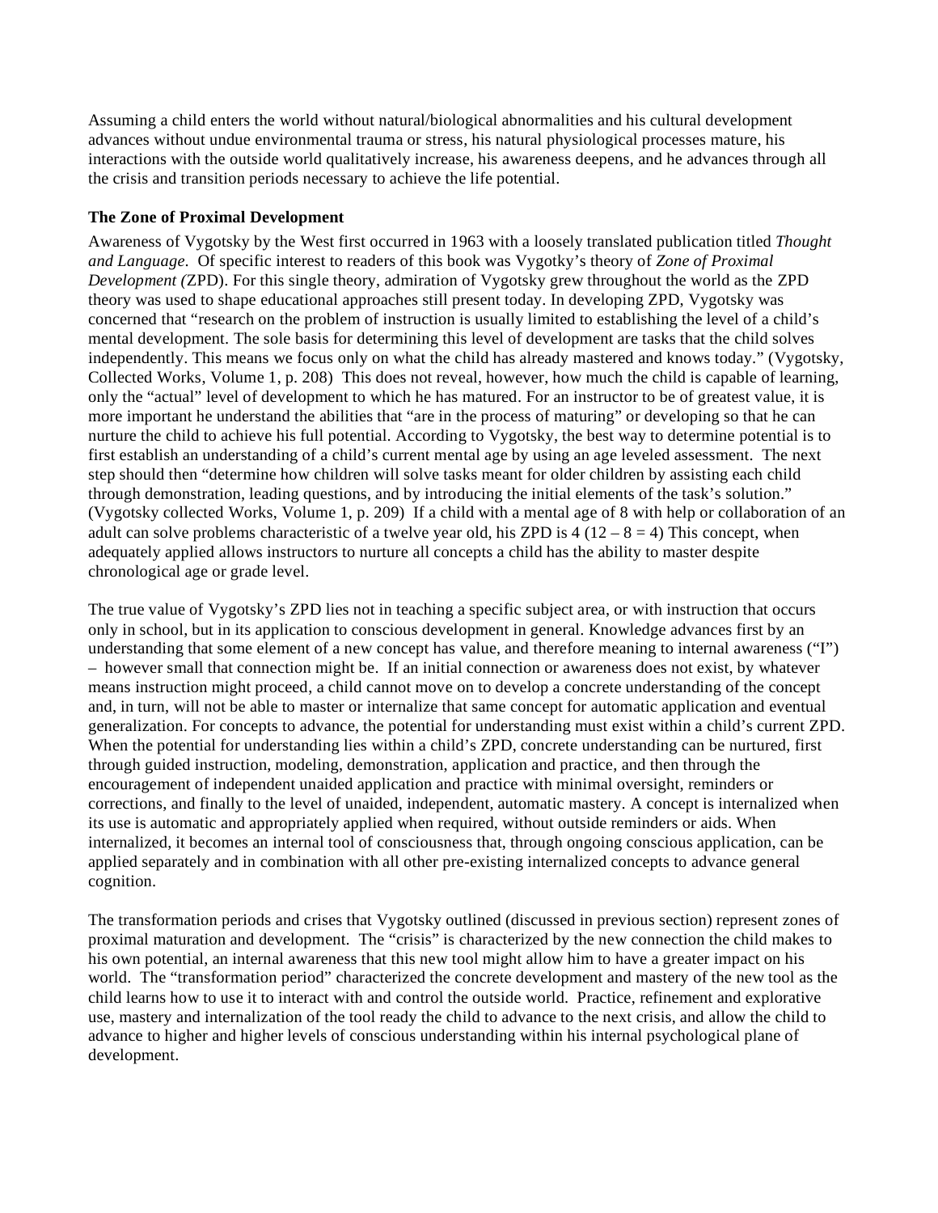Assuming a child enters the world without natural/biological abnormalities and his cultural development advances without undue environmental trauma or stress, his natural physiological processes mature, his interactions with the outside world qualitatively increase, his awareness deepens, and he advances through all the crisis and transition periods necessary to achieve the life potential.

### The Zone of Proximal Development

Awareness of Vygotsky by the West first occurred in 1963 with a loosely translated publication titled *Thought and Language*. Of specific interest to readers of this book was Vygotky's theory of *Zone of Proximal Development (*ZPD). For this single theory, admiration of Vygotsky grew throughout the world as the ZPD theory was used to shape educational approaches still present today. In developing ZPD, Vygotsky was concerned that "research on the problem of instruction is usually limited to establishing the level of a child's mental development. The sole basis for determining this level of development are tasks that the child solves independently. This means we focus only on what the child has already mastered and knows today." (Vygotsky, Collected Works, Volume 1, p. 208) This does not reveal, however, how much the child is capable of learning, only the "actual" level of development to which he has matured. For an instructor to be of greatest value, it is more important he understand the abilities that "are in the process of maturing" or developing so that he can nurture the child to achieve his full potential. According to Vygotsky, the best way to determine potential is to first establish an understanding of a child's current mental age by using an age leveled assessment. The next step should then "determine how children will solve tasks meant for older children by assisting each child through demonstration, leading questions, and by introducing the initial elements of the task's solution." (Vygotsky collected Works, Volume 1, p. 209) If a child with a mental age of 8 with help or collaboration of an adult can solve problems characteristic of a twelve year old, his ZPD is 4 ($12 - 8 = 4$) This concept, when adequately applied allows instructors to nurture all concepts a child has the ability to master despite chronological age or grade level.

The true value of Vygotsky's ZPD lies not in teaching a specific subject area, or with instruction that occurs only in school, but in its application to conscious development in general. Knowledge advances first by an understanding that some element of a new concept has value, and therefore meaning to internal awareness ("I") – however small that connection might be. If an initial connection or awareness does not exist, by whatever means instruction might proceed, a child cannot move on to develop a concrete understanding of the concept and, in turn, will not be able to master or internalize that same concept for automatic application and eventual generalization. For concepts to advance, the potential for understanding must exist within a child's current ZPD. When the potential for understanding lies within a child's ZPD, concrete understanding can be nurtured, first through guided instruction, modeling, demonstration, application and practice, and then through the encouragement of independent unaided application and practice with minimal oversight, reminders or corrections, and finally to the level of unaided, independent, automatic mastery. A concept is internalized when its use is automatic and appropriately applied when required, without outside reminders or aids. When internalized, it becomes an internal tool of consciousness that, through ongoing conscious application, can be applied separately and in combination with all other pre-existing internalized concepts to advance general cognition.

The transformation periods and crises that Vygotsky outlined (discussed in previous section) represent zones of proximal maturation and development. The "crisis" is characterized by the new connection the child makes to his own potential, an internal awareness that this new tool might allow him to have a greater impact on his world. The "transformation period" characterized the concrete development and mastery of the new tool as the child learns how to use it to interact with and control the outside world. Practice, refinement and explorative use, mastery and internalization of the tool ready the child to advance to the next crisis, and allow the child to advance to higher and higher levels of conscious understanding within his internal psychological plane of development.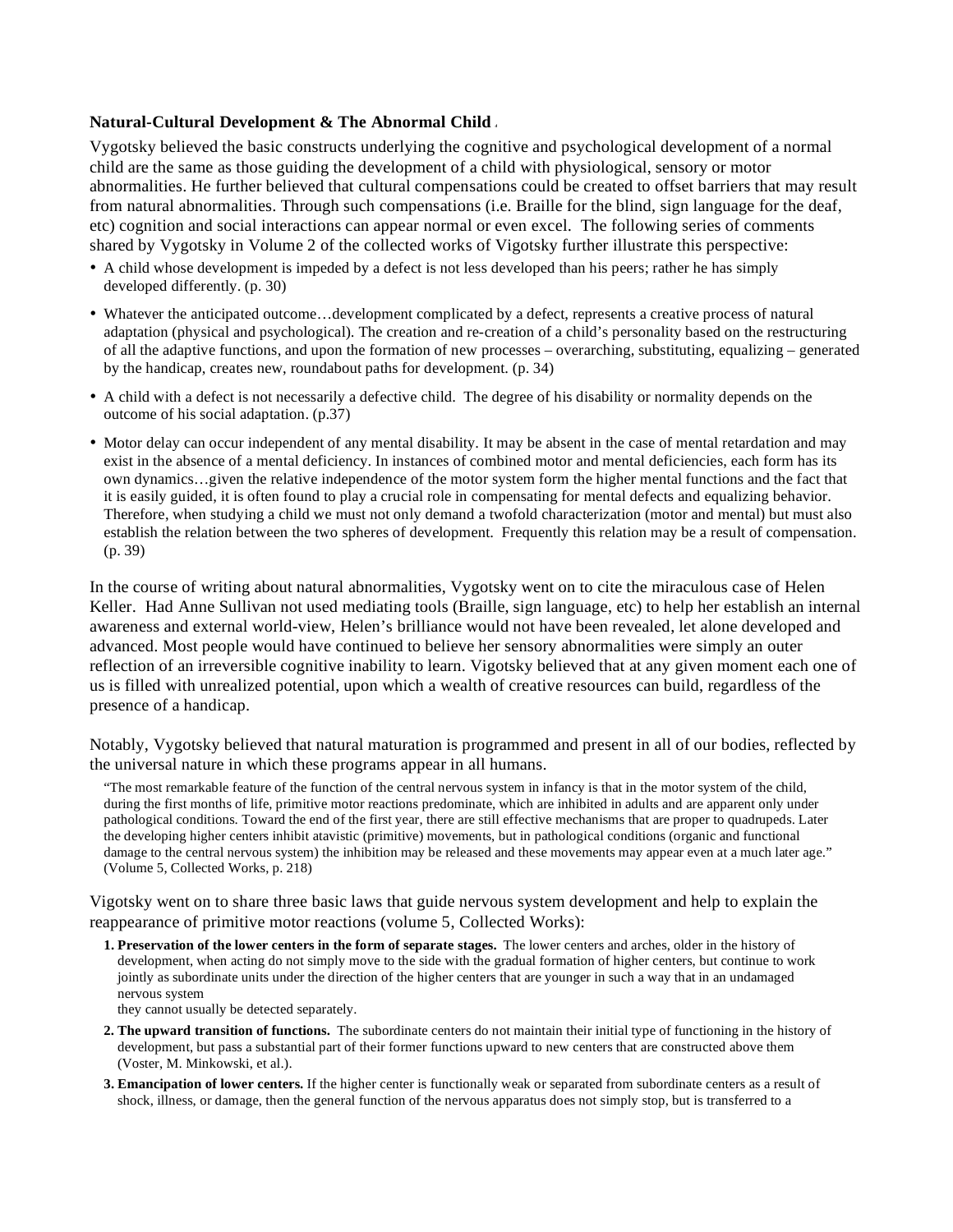**Natural-Cultural Development & The Abnormal Child**

Vygotsky believed the basic constructs underlying the cognitive and psychological development of a normal child are the same as those guiding the development of a child with physiological, sensory or motor abnormalities. He further believed that cultural compensations could be created to offset barriers that may result from natural abnormalities. Through such compensations (i.e. Braille for the blind, sign language for the deaf, etc) cognition and social interactions can appear normal or even excel. The following series of comments shared by Vygotsky in Volume 2 of the collected works of Vigotsky further illustrate this perspective:

- A child whose development is impeded by a defect is not less developed than his peers; rather he has simply developed differently. (p. 30)
- Whatever the anticipated outcome…development complicated by a defect, represents a creative process of natural adaptation (physical and psychological). The creation and re-creation of a child's personality based on the restructuring of all the adaptive functions, and upon the formation of new processes – overarching, substituting, equalizing – generated by the handicap, creates new, roundabout paths for development. (p. 34)
- A child with a defect is not necessarily a defective child. The degree of his disability or normality depends on the outcome of his social adaptation. (p.37)
- Motor delay can occur independent of any mental disability. It may be absent in the case of mental retardation and may exist in the absence of a mental deficiency. In instances of combined motor and mental deficiencies, each form has its own dynamics…given the relative independence of the motor system form the higher mental functions and the fact that it is easily guided, it is often found to play a crucial role in compensating for mental defects and equalizing behavior. Therefore, when studying a child we must not only demand a twofold characterization (motor and mental) but must also establish the relation between the two spheres of development. Frequently this relation may be a result of compensation. (p. 39)

In the course of writing about natural abnormalities, Vygotsky went on to cite the miraculous case of Helen Keller. Had Anne Sullivan not used mediating tools (Braille, sign language, etc) to help her establish an internal awareness and external world-view, Helen's brilliance would not have been revealed, let alone developed and advanced. Most people would have continued to believe her sensory abnormalities were simply an outer reflection of an irreversible cognitive inability to learn. Vigotsky believed that at any given moment each one of us is filled with unrealized potential, upon which a wealth of creative resources can build, regardless of the presence of a handicap.

Notably, Vygotsky believed that natural maturation is programmed and present in all of our bodies, reflected by the universal nature in which these programs appear in all humans.

> "The most remarkable feature of the function of the central nervous system in infancy is that in the motor system of the child, during the first months of life, primitive motor reactions predominate, which are inhibited in adults and are apparent only under pathological conditions. Toward the end of the first year, there are still effective mechanisms that are proper to quadrupeds. Later the developing higher centers inhibit atavistic (primitive) movements, but in pathological conditions (organic and functional damage to the central nervous system) the inhibition may be released and these movements may appear even at a much later age." (Volume 5, Collected Works, p. 218)

Vigotsky went on to share three basic laws that guide nervous system development and help to explain the reappearance of primitive motor reactions (volume 5, Collected Works):

1. **Preservation of the lower centers in the form of separate stages.** The lower centers and arches, older in the history of development, when acting do not simply move to the side with the gradual formation of higher centers, but continue to work jointly as subordinate units under the direction of the higher centers that are younger in such a way that in an undamaged nervous system they cannot usually be detected separately.
2. **The upward transition of functions.** The subordinate centers do not maintain their initial type of functioning in the history of development, but pass a substantial part of their former functions upward to new centers that are constructed above them (Voster, M. Minkowski, et al.).
3. **Emancipation of lower centers.** If the higher center is functionally weak or separated from subordinate centers as a result of shock, illness, or damage, then the general function of the nervous apparatus does not simply stop, but is transferred to a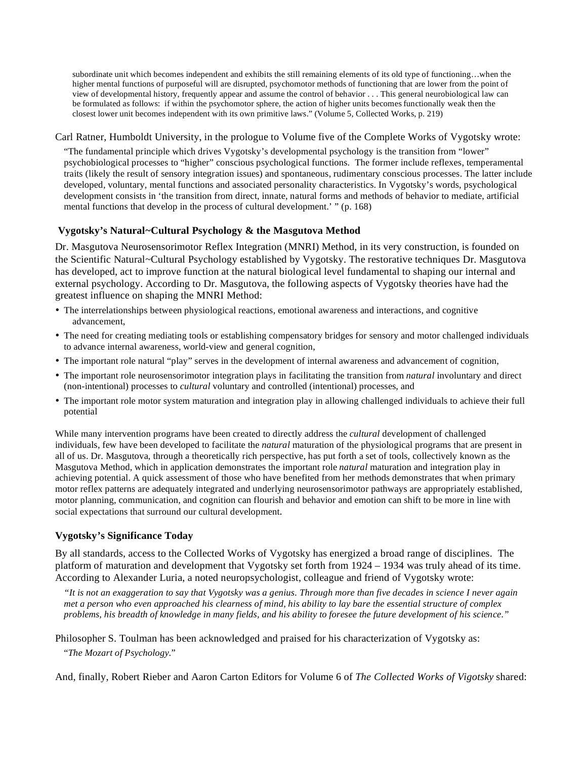> subordinate unit which becomes independent and exhibits the still remaining elements of its old type of functioning…when the higher mental functions of purposeful will are disrupted, psychomotor methods of functioning that are lower from the point of view of developmental history, frequently appear and assume the control of behavior . . . This general neurobiological law can be formulated as follows: if within the psychomotor sphere, the action of higher units becomes functionally weak then the closest lower unit becomes independent with its own primitive laws." (Volume 5, Collected Works, p. 219)

Carl Ratner, Humboldt University, in the prologue to Volume five of the Complete Works of Vygotsky wrote:

> "The fundamental principle which drives Vygotsky's developmental psychology is the transition from "lower" psychobiological processes to "higher" conscious psychological functions. The former include reflexes, temperamental traits (likely the result of sensory integration issues) and spontaneous, rudimentary conscious processes. The latter include developed, voluntary, mental functions and associated personality characteristics. In Vygotsky's words, psychological development consists in 'the transition from direct, innate, natural forms and methods of behavior to mediate, artificial mental functions that develop in the process of cultural development.' " (p. 168)

### Vygotsky's Natural~Cultural Psychology & the Masgutova Method

Dr. Masgutova Neurosensorimotor Reflex Integration (MNRI) Method, in its very construction, is founded on the Scientific Natural~Cultural Psychology established by Vygotsky. The restorative techniques Dr. Masgutova has developed, act to improve function at the natural biological level fundamental to shaping our internal and external psychology. According to Dr. Masgutova, the following aspects of Vygotsky theories have had the greatest influence on shaping the MNRI Method:

- The interrelationships between physiological reactions, emotional awareness and interactions, and cognitive advancement,
- The need for creating mediating tools or establishing compensatory bridges for sensory and motor challenged individuals to advance internal awareness, world-view and general cognition,
- The important role natural "play" serves in the development of internal awareness and advancement of cognition,
- The important role neurosensorimotor integration plays in facilitating the transition from *natural* involuntary and direct (non-intentional) processes to *cultural* voluntary and controlled (intentional) processes, and
- The important role motor system maturation and integration play in allowing challenged individuals to achieve their full potential

While many intervention programs have been created to directly address the *cultural* development of challenged individuals, few have been developed to facilitate the *natural* maturation of the physiological programs that are present in all of us. Dr. Masgutova, through a theoretically rich perspective, has put forth a set of tools, collectively known as the Masgutova Method, which in application demonstrates the important role *natural* maturation and integration play in achieving potential. A quick assessment of those who have benefited from her methods demonstrates that when primary motor reflex patterns are adequately integrated and underlying neurosensorimotor pathways are appropriately established, motor planning, communication, and cognition can flourish and behavior and emotion can shift to be more in line with social expectations that surround our cultural development.

### Vygotsky's Significance Today

By all standards, access to the Collected Works of Vygotsky has energized a broad range of disciplines. The platform of maturation and development that Vygotsky set forth from 1924 – 1934 was truly ahead of its time. According to Alexander Luria, a noted neuropsychologist, colleague and friend of Vygotsky wrote:

> *"It is not an exaggeration to say that Vygotsky was a genius. Through more than five decades in science I never again met a person who even approached his clearness of mind, his ability to lay bare the essential structure of complex problems, his breadth of knowledge in many fields, and his ability to foresee the future development of his science."*

Philosopher S. Toulman has been acknowledged and praised for his characterization of Vygotsky as:

> "*The Mozart of Psychology.*"

And, finally, Robert Rieber and Aaron Carton Editors for Volume 6 of *The Collected Works of Vigotsky* shared: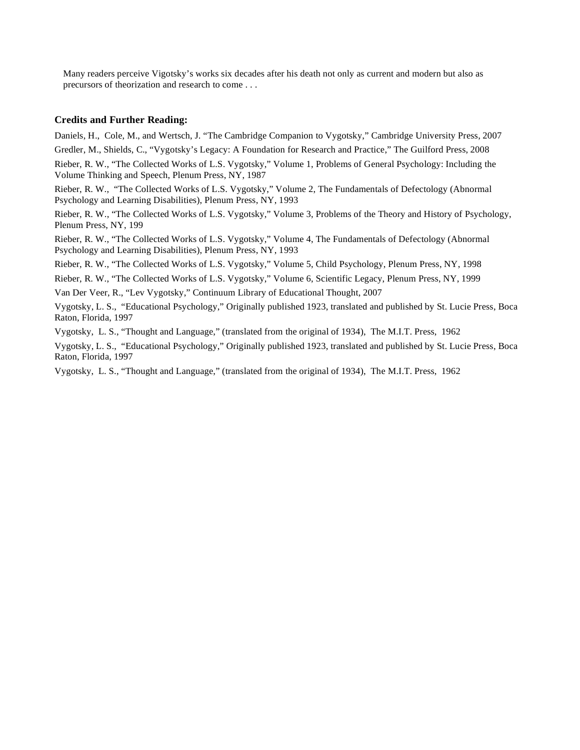Many readers perceive Vigotsky's works six decades after his death not only as current and modern but also as precursors of theorization and research to come . . .

### Credits and Further Reading:

Daniels, H., Cole, M., and Wertsch, J. "The Cambridge Companion to Vygotsky," Cambridge University Press, 2007

Gredler, M., Shields, C., "Vygotsky's Legacy: A Foundation for Research and Practice," The Guilford Press, 2008

Rieber, R. W., "The Collected Works of L.S. Vygotsky," Volume 1, Problems of General Psychology: Including the Volume Thinking and Speech, Plenum Press, NY, 1987

Rieber, R. W., "The Collected Works of L.S. Vygotsky," Volume 2, The Fundamentals of Defectology (Abnormal Psychology and Learning Disabilities), Plenum Press, NY, 1993

Rieber, R. W., "The Collected Works of L.S. Vygotsky," Volume 3, Problems of the Theory and History of Psychology, Plenum Press, NY, 199

Rieber, R. W., "The Collected Works of L.S. Vygotsky," Volume 4, The Fundamentals of Defectology (Abnormal Psychology and Learning Disabilities), Plenum Press, NY, 1993

Rieber, R. W., "The Collected Works of L.S. Vygotsky," Volume 5, Child Psychology, Plenum Press, NY, 1998

Rieber, R. W., "The Collected Works of L.S. Vygotsky," Volume 6, Scientific Legacy, Plenum Press, NY, 1999

Van Der Veer, R., "Lev Vygotsky," Continuum Library of Educational Thought, 2007

Vygotsky, L. S., "Educational Psychology," Originally published 1923, translated and published by St. Lucie Press, Boca Raton, Florida, 1997

Vygotsky, L. S., "Thought and Language," (translated from the original of 1934), The M.I.T. Press, 1962

Vygotsky, L. S., "Educational Psychology," Originally published 1923, translated and published by St. Lucie Press, Boca Raton, Florida, 1997

Vygotsky, L. S., "Thought and Language," (translated from the original of 1934), The M.I.T. Press, 1962